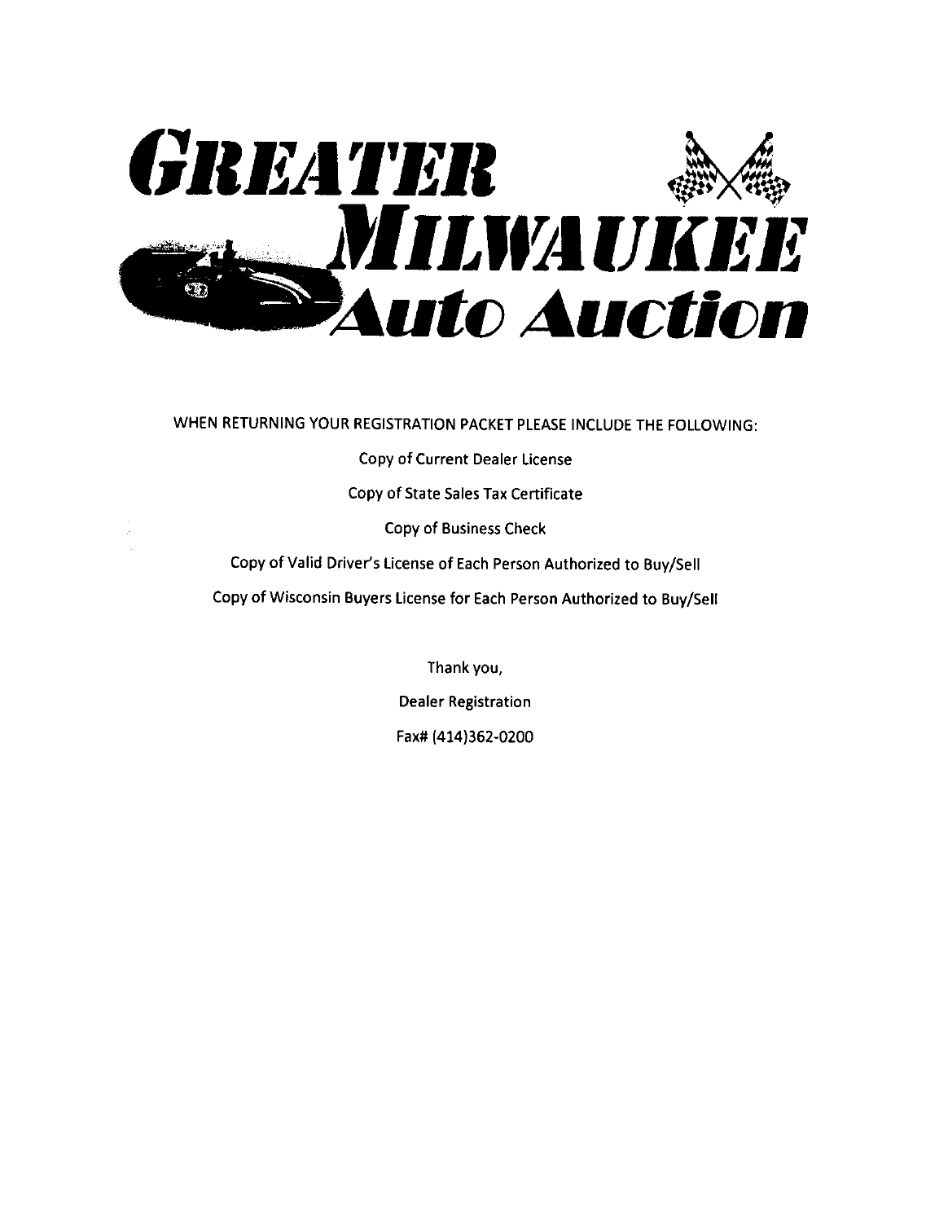# GREATER MILWAUKEE Auto Auction

WHEN RETURNING YOUR REGISTRATION PACKET PLEASE INCLUDE THE FOLLOWING:

Copy of Current Dealer License

Copy of State Sales Tax Certificate

Copy of Business Check

Copy of Valid Driver's License of Each Person Authorized to Buy/Sell

Copy of Wisconsin Buyers License for Each Person Authorized to Buy/Sell

Thank you,

Dealer Registration

Fax# (414)362-0200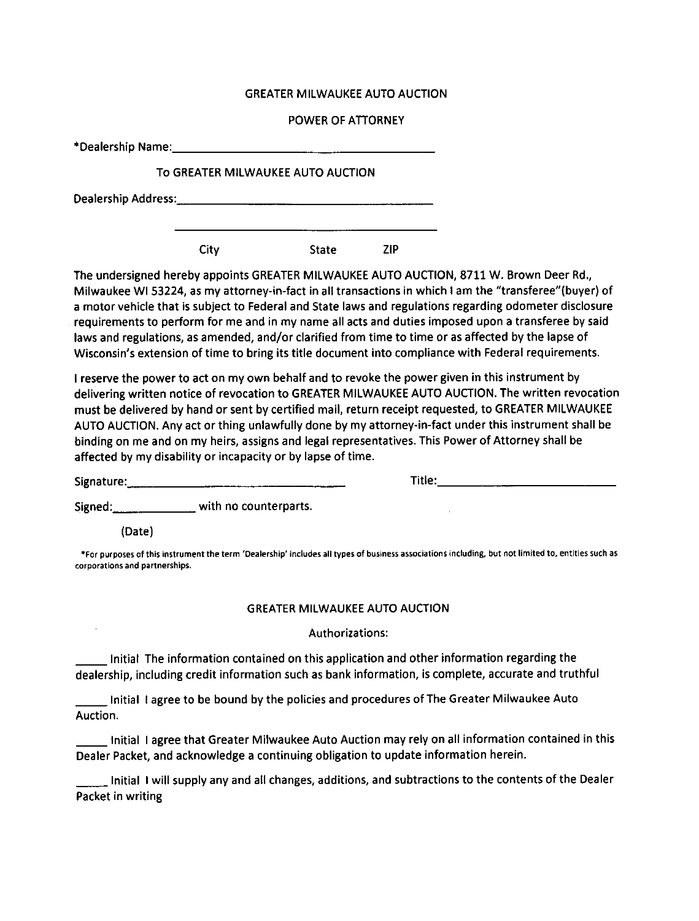# GREATER MILWAUKEE AUTO AUCTION

## POWER OF ATTORNEY

*Dealership Name:_______________________________________

To GREATER MILWAUKEE AUTO AUCTION

Dealership Address:_______________________________________

_______________________________________

City State ZIP

The undersigned hereby appoints GREATER MILWAUKEE AUTO AUCTION, 8711 W. Brown Deer Rd., Milwaukee WI 53224, as my attorney-in-fact in all transactions in which I am the "transferee"(buyer) of a motor vehicle that is subject to Federal and State laws and regulations regarding odometer disclosure requirements to perform for me and in my name all acts and duties imposed upon a transferee by said laws and regulations, as amended, and/or clarified from time to time or as affected by the lapse of Wisconsin's extension of time to bring its title document into compliance with Federal requirements.

I reserve the power to act on my own behalf and to revoke the power given in this instrument by delivering written notice of revocation to GREATER MILWAUKEE AUTO AUCTION. The written revocation must be delivered by hand or sent by certified mail, return receipt requested, to GREATER MILWAUKEE AUTO AUCTION. Any act or thing unlawfully done by my attorney-in-fact under this instrument shall be binding on me and on my heirs, assigns and legal representatives. This Power of Attorney shall be affected by my disability or incapacity or by lapse of time.

Signature:_________________________________ Title:___________________________

Signed:_____________ with no counterparts.

(Date)

*For purposes of this instrument the term 'Dealership' includes all types of business associations including, but not limited to, entities such as corporations and partnerships.

# GREATER MILWAUKEE AUTO AUCTION

Authorizations:

_____ Initial The information contained on this application and other information regarding the dealership, including credit information such as bank information, is complete, accurate and truthful

_____ Initial I agree to be bound by the policies and procedures of The Greater Milwaukee Auto Auction.

_____ Initial I agree that Greater Milwaukee Auto Auction may rely on all information contained in this Dealer Packet, and acknowledge a continuing obligation to update information herein.

_____ Initial I will supply any and all changes, additions, and subtractions to the contents of the Dealer Packet in writing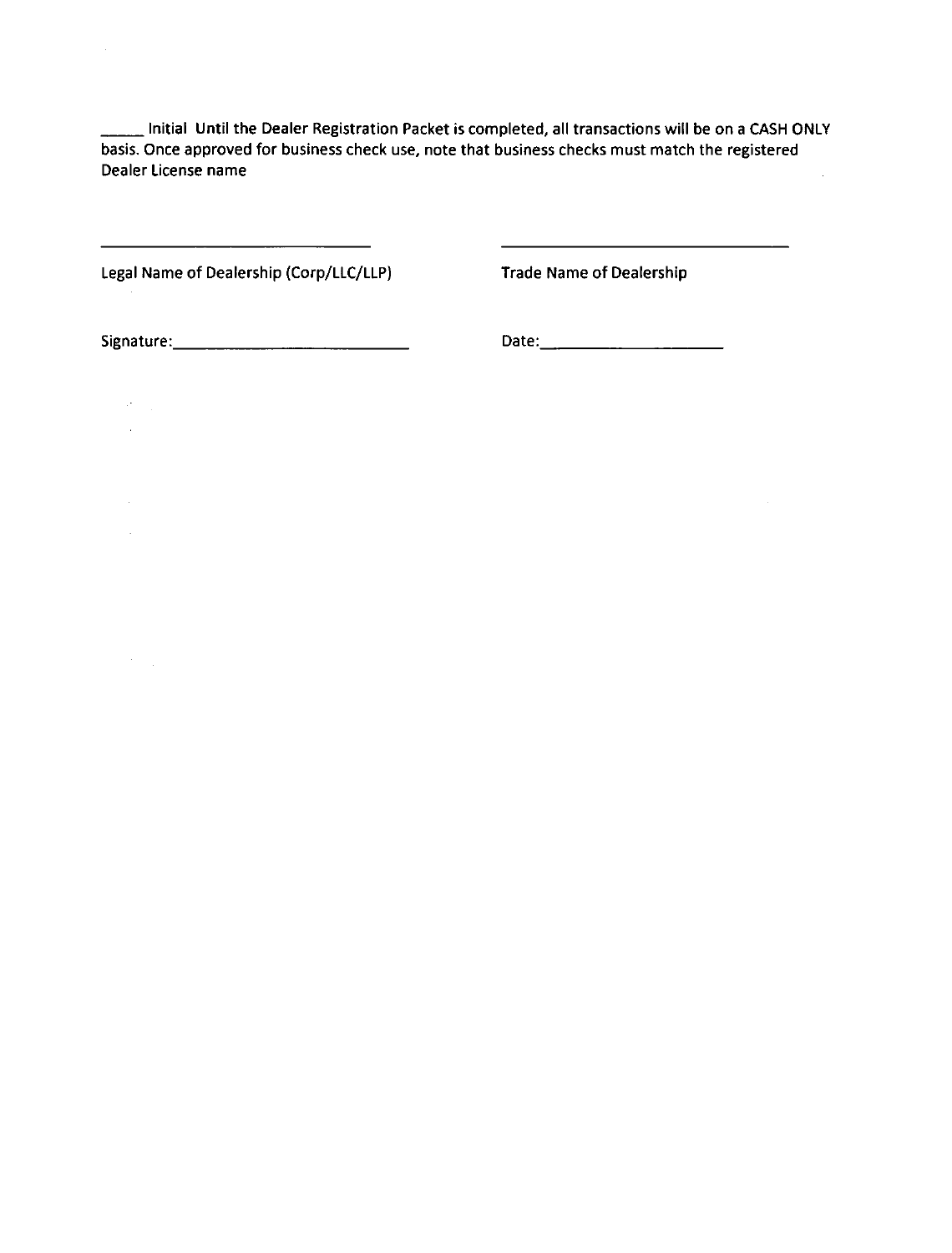_____ Initial Until the Dealer Registration Packet is completed, all transactions will be on a CASH ONLY basis. Once approved for business check use, note that business checks must match the registered Dealer License name

| _______________________________ | _______________________________ |
| --- | --- |
| Legal Name of Dealership (Corp/LLC/LLP) | Trade Name of Dealership |

Signature:___________________________ Date:____________________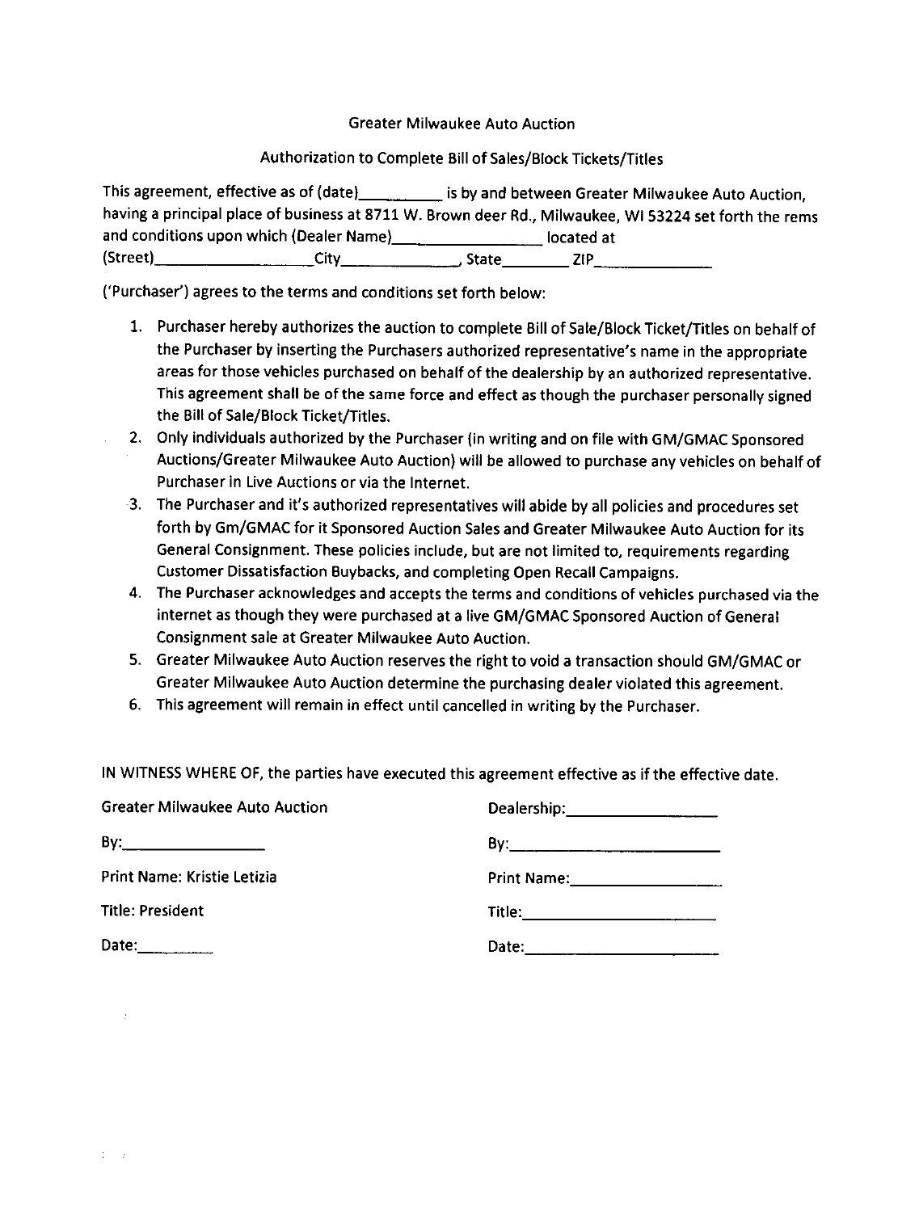Greater Milwaukee Auto Auction

Authorization to Complete Bill of Sales/Block Tickets/Titles

This agreement, effective as of (date)__________ is by and between Greater Milwaukee Auto Auction, having a principal place of business at 8711 W. Brown deer Rd., Milwaukee, WI 53224 set forth the rems and conditions upon which (Dealer Name)________________ located at (Street)__________________City_____________, State________ ZIP_____________

('Purchaser') agrees to the terms and conditions set forth below:

1. Purchaser hereby authorizes the auction to complete Bill of Sale/Block Ticket/Titles on behalf of the Purchaser by inserting the Purchasers authorized representative's name in the appropriate areas for those vehicles purchased on behalf of the dealership by an authorized representative. This agreement shall be of the same force and effect as though the purchaser personally signed the Bill of Sale/Block Ticket/Titles.
2. Only individuals authorized by the Purchaser (in writing and on file with GM/GMAC Sponsored Auctions/Greater Milwaukee Auto Auction) will be allowed to purchase any vehicles on behalf of Purchaser in Live Auctions or via the Internet.
3. The Purchaser and it's authorized representatives will abide by all policies and procedures set forth by Gm/GMAC for it Sponsored Auction Sales and Greater Milwaukee Auto Auction for its General Consignment. These policies include, but are not limited to, requirements regarding Customer Dissatisfaction Buybacks, and completing Open Recall Campaigns.
4. The Purchaser acknowledges and accepts the terms and conditions of vehicles purchased via the internet as though they were purchased at a live GM/GMAC Sponsored Auction of General Consignment sale at Greater Milwaukee Auto Auction.
5. Greater Milwaukee Auto Auction reserves the right to void a transaction should GM/GMAC or Greater Milwaukee Auto Auction determine the purchasing dealer violated this agreement.
6. This agreement will remain in effect until cancelled in writing by the Purchaser.

IN WITNESS WHERE OF, the parties have executed this agreement effective as if the effective date.

Greater Milwaukee Auto Auction

By:________________

Print Name: Kristie Letizia

Title: President

Date:_________

Dealership:_________________

By:_________________________

Print Name:_________________

Title:______________________

Date:_______________________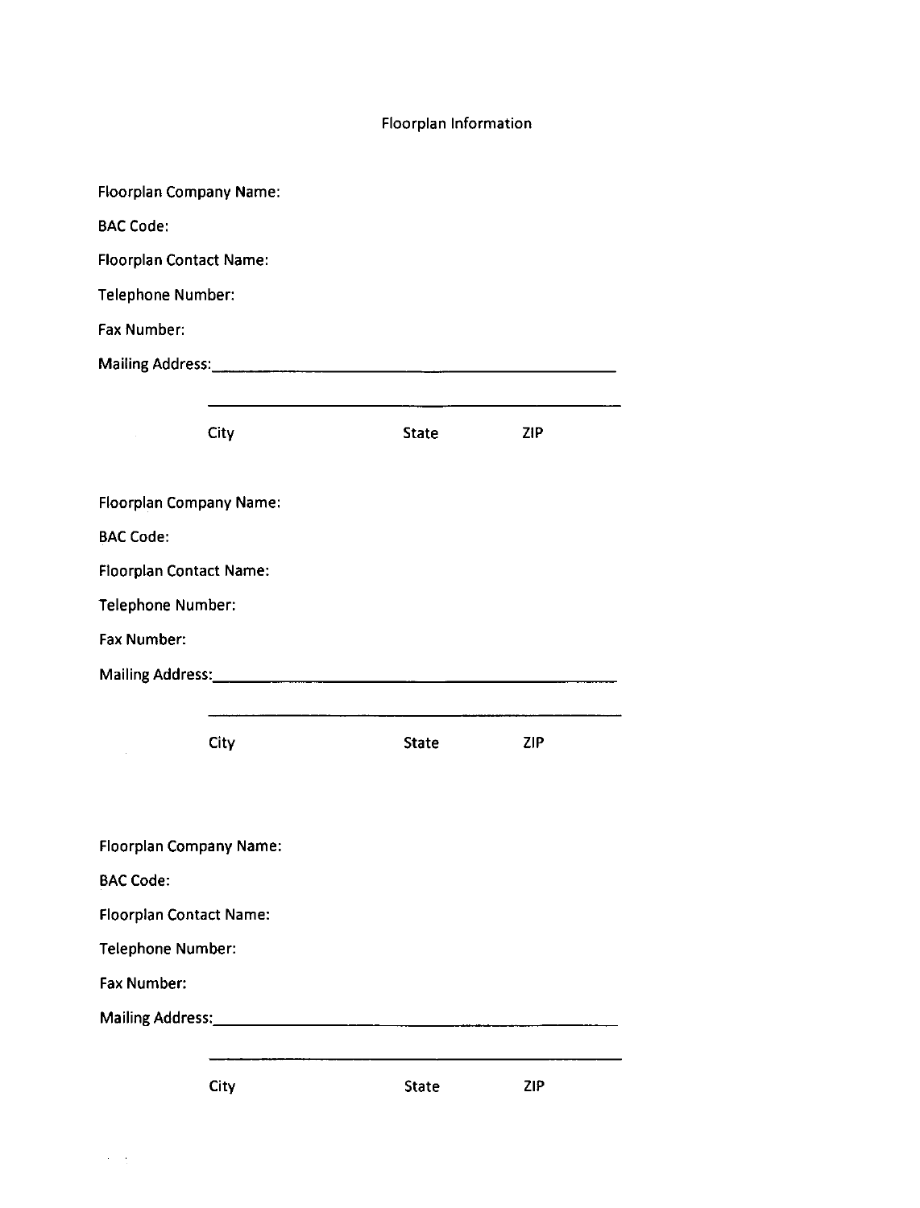# Floorplan Information

Floorplan Company Name:

BAC Code:

Floorplan Contact Name:

Telephone Number:

Fax Number:

Mailing Address:\_\_\_\_\_\_\_\_\_\_\_\_\_\_\_\_\_\_\_\_\_\_\_\_\_\_\_\_\_\_\_\_\_\_\_\_\_\_\_\_\_\_\_\_

\_\_\_\_\_\_\_\_\_\_\_\_\_\_\_\_\_\_\_\_\_\_\_\_\_\_\_\_\_\_\_\_\_\_\_\_\_\_\_\_\_\_\_\_

City State ZIP

Floorplan Company Name:

BAC Code:

Floorplan Contact Name:

Telephone Number:

Fax Number:

Mailing Address:\_\_\_\_\_\_\_\_\_\_\_\_\_\_\_\_\_\_\_\_\_\_\_\_\_\_\_\_\_\_\_\_\_\_\_\_\_\_\_\_\_\_\_\_

\_\_\_\_\_\_\_\_\_\_\_\_\_\_\_\_\_\_\_\_\_\_\_\_\_\_\_\_\_\_\_\_\_\_\_\_\_\_\_\_\_\_\_\_

City State ZIP

Floorplan Company Name:

BAC Code:

Floorplan Contact Name:

Telephone Number:

Fax Number:

Mailing Address:\_\_\_\_\_\_\_\_\_\_\_\_\_\_\_\_\_\_\_\_\_\_\_\_\_\_\_\_\_\_\_\_\_\_\_\_\_\_\_\_\_\_\_\_

\_\_\_\_\_\_\_\_\_\_\_\_\_\_\_\_\_\_\_\_\_\_\_\_\_\_\_\_\_\_\_\_\_\_\_\_\_\_\_\_\_\_\_\_

City State ZIP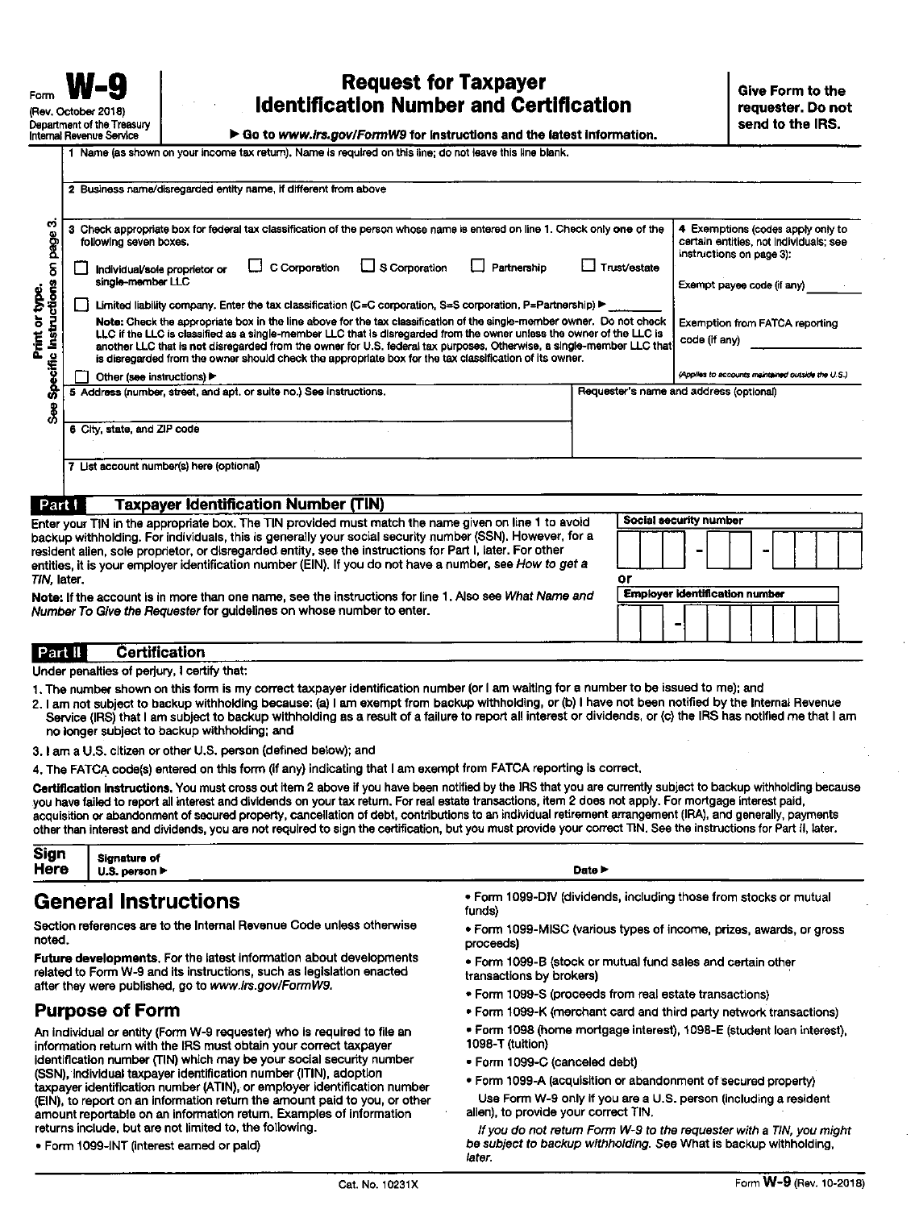Form **W-9**
(Rev. October 2018)
Department of the Treasury
Internal Revenue Service

# Request for Taxpayer Identification Number and Certification

▶ Go to *www.irs.gov/FormW9* for instructions and the latest information.

**Give Form to the requester. Do not send to the IRS.**

Print or type.
See Specific Instructions on page 3.

1 Name (as shown on your income tax return). Name is required on this line; do not leave this line blank.

2 Business name/disregarded entity name, if different from above

3 Check appropriate box for federal tax classification of the person whose name is entered on line 1. Check only **one** of the following seven boxes.

☐ Individual/sole proprietor or single-member LLC ☐ C Corporation ☐ S Corporation ☐ Partnership ☐ Trust/estate

☐ Limited liability company. Enter the tax classification (C=C corporation, S=S corporation, P=Partnership) ▶ ________

**Note:** Check the appropriate box in the line above for the tax classification of the single-member owner. Do not check LLC if the LLC is classified as a single-member LLC that is disregarded from the owner unless the owner of the LLC is another LLC that is **not** disregarded from the owner for U.S. federal tax purposes. Otherwise, a single-member LLC that is disregarded from the owner should check the appropriate box for the tax classification of its owner.

☐ Other (see instructions) ▶

4 Exemptions (codes apply only to certain entities, not individuals; see instructions on page 3):

Exempt payee code (if any) ________

Exemption from FATCA reporting code (if any) ________

*(Applies to accounts maintained outside the U.S.)*

5 Address (number, street, and apt. or suite no.) See instructions.

Requester's name and address (optional)

6 City, state, and ZIP code

7 List account number(s) here (optional)

## Part I Taxpayer Identification Number (TIN)

Enter your TIN in the appropriate box. The TIN provided must match the name given on line 1 to avoid backup withholding. For individuals, this is generally your social security number (SSN). However, for a resident alien, sole proprietor, or disregarded entity, see the instructions for Part I, later. For other entities, it is your employer identification number (EIN). If you do not have a number, see *How to get a TIN,* later.

**Note:** If the account is in more than one name, see the instructions for line 1. Also see *What Name and Number To Give the Requester* for guidelines on whose number to enter.

**Social security number**

☐☐☐ – ☐☐ – ☐☐☐☐

or

**Employer identification number**

☐☐ – ☐☐☐☐☐☐☐

## Part II Certification

Under penalties of perjury, I certify that:

1. The number shown on this form is my correct taxpayer identification number (or I am waiting for a number to be issued to me); and
2. I am not subject to backup withholding because: (a) I am exempt from backup withholding, or (b) I have not been notified by the Internal Revenue Service (IRS) that I am subject to backup withholding as a result of a failure to report all interest or dividends, or (c) the IRS has notified me that I am no longer subject to backup withholding; and
3. I am a U.S. citizen or other U.S. person (defined below); and
4. The FATCA code(s) entered on this form (if any) indicating that I am exempt from FATCA reporting is correct.

**Certification instructions.** You must cross out item 2 above if you have been notified by the IRS that you are currently subject to backup withholding because you have failed to report all interest and dividends on your tax return. For real estate transactions, item 2 does not apply. For mortgage interest paid, acquisition or abandonment of secured property, cancellation of debt, contributions to an individual retirement arrangement (IRA), and generally, payments other than interest and dividends, you are not required to sign the certification, but you must provide your correct TIN. See the instructions for Part II, later.

**Sign Here** Signature of U.S. person ▶ Date ▶

# General Instructions

Section references are to the Internal Revenue Code unless otherwise noted.

**Future developments.** For the latest information about developments related to Form W-9 and its instructions, such as legislation enacted after they were published, go to *www.irs.gov/FormW9.*

## Purpose of Form

An individual or entity (Form W-9 requester) who is required to file an information return with the IRS must obtain your correct taxpayer identification number (TIN) which may be your social security number (SSN), individual taxpayer identification number (ITIN), adoption taxpayer identification number (ATIN), or employer identification number (EIN), to report on an information return the amount paid to you, or other amount reportable on an information return. Examples of information returns include, but are not limited to, the following.

- Form 1099-INT (interest earned or paid)
- Form 1099-DIV (dividends, including those from stocks or mutual funds)
- Form 1099-MISC (various types of income, prizes, awards, or gross proceeds)
- Form 1099-B (stock or mutual fund sales and certain other transactions by brokers)
- Form 1099-S (proceeds from real estate transactions)
- Form 1099-K (merchant card and third party network transactions)
- Form 1098 (home mortgage interest), 1098-E (student loan interest), 1098-T (tuition)
- Form 1099-C (canceled debt)
- Form 1099-A (acquisition or abandonment of secured property)

Use Form W-9 only if you are a U.S. person (including a resident alien), to provide your correct TIN.

*If you do not return Form W-9 to the requester with a TIN, you might be subject to backup withholding. See* What is backup withholding, *later.*

Cat. No. 10231X

Form **W-9** (Rev. 10-2018)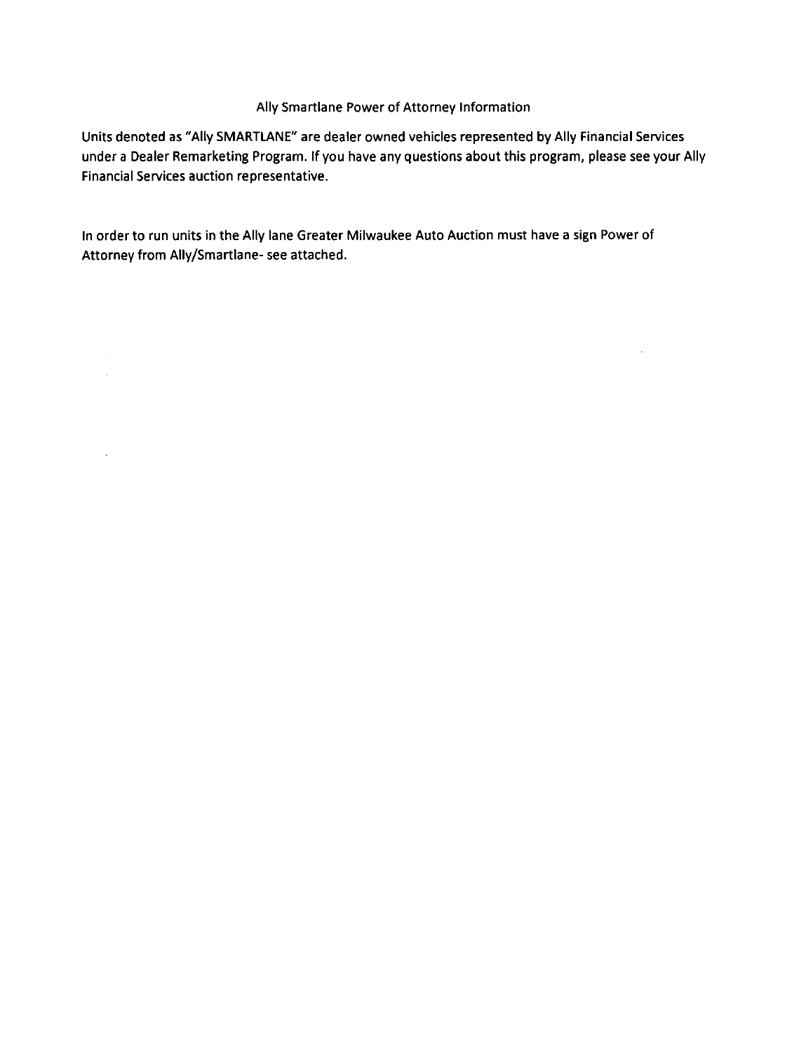# Ally Smartlane Power of Attorney Information

Units denoted as "Ally SMARTLANE" are dealer owned vehicles represented by Ally Financial Services under a Dealer Remarketing Program. If you have any questions about this program, please see your Ally Financial Services auction representative.

In order to run units in the Ally lane Greater Milwaukee Auto Auction must have a sign Power of Attorney from Ally/Smartlane- see attached.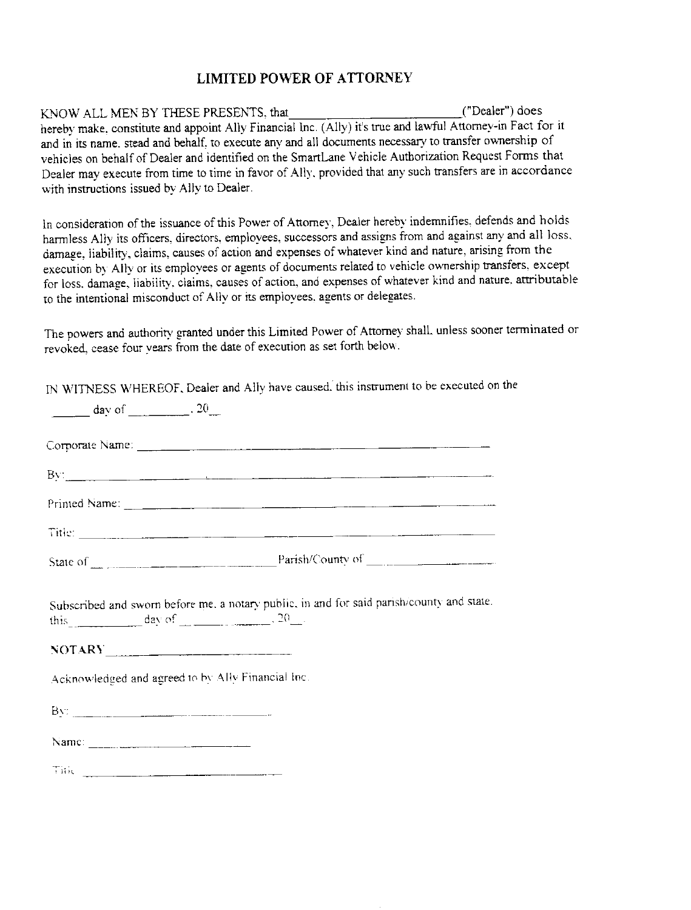# LIMITED POWER OF ATTORNEY

KNOW ALL MEN BY THESE PRESENTS, that ____________________________("Dealer") does hereby make, constitute and appoint Ally Financial Inc. (Ally) it's true and lawful Attorney-in Fact for it and in its name, stead and behalf, to execute any and all documents necessary to transfer ownership of vehicles on behalf of Dealer and identified on the SmartLane Vehicle Authorization Request Forms that Dealer may execute from time to time in favor of Ally, provided that any such transfers are in accordance with instructions issued by Ally to Dealer.

In consideration of the issuance of this Power of Attorney, Dealer hereby indemnifies, defends and holds harmless Ally its officers, directors, employees, successors and assigns from and against any and all loss, damage, liability, claims, causes of action and expenses of whatever kind and nature, arising from the execution by Ally or its employees or agents of documents related to vehicle ownership transfers, except for loss, damage, liability, claims, causes of action, and expenses of whatever kind and nature, attributable to the intentional misconduct of Ally or its employees, agents or delegates.

The powers and authority granted under this Limited Power of Attorney shall, unless sooner terminated or revoked, cease four years from the date of execution as set forth below.

IN WITNESS WHEREOF, Dealer and Ally have caused this instrument to be executed on the

______ day of __________, 20__

Corporate Name: ____________________________________________

By: ____________________________________________

Printed Name: ____________________________________________

Title: ____________________________________________

State of ____________________________ Parish/County of ____________________

Subscribed and sworn before me, a notary public, in and for said parish/county and state, this__________ day of ______________, 20__.

NOTARY ____________________________

Acknowledged and agreed to by Ally Financial Inc.

By: ____________________________

Name: ____________________________

Title ____________________________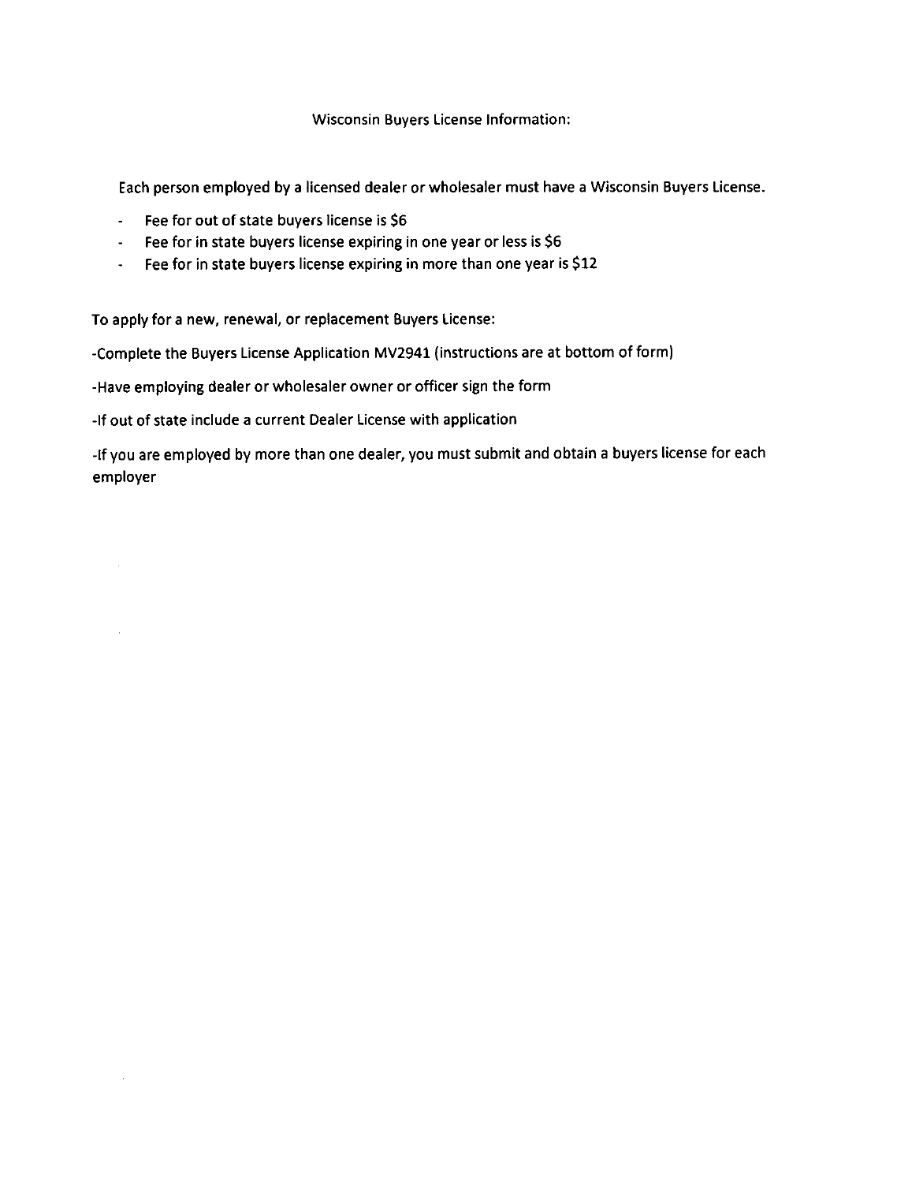Wisconsin Buyers License Information:

Each person employed by a licensed dealer or wholesaler must have a Wisconsin Buyers License.

- Fee for out of state buyers license is $6
- Fee for in state buyers license expiring in one year or less is $6
- Fee for in state buyers license expiring in more than one year is $12

To apply for a new, renewal, or replacement Buyers License:

-Complete the Buyers License Application MV2941 (instructions are at bottom of form)

-Have employing dealer or wholesaler owner or officer sign the form

-If out of state include a current Dealer License with application

-If you are employed by more than one dealer, you must submit and obtain a buyers license for each employer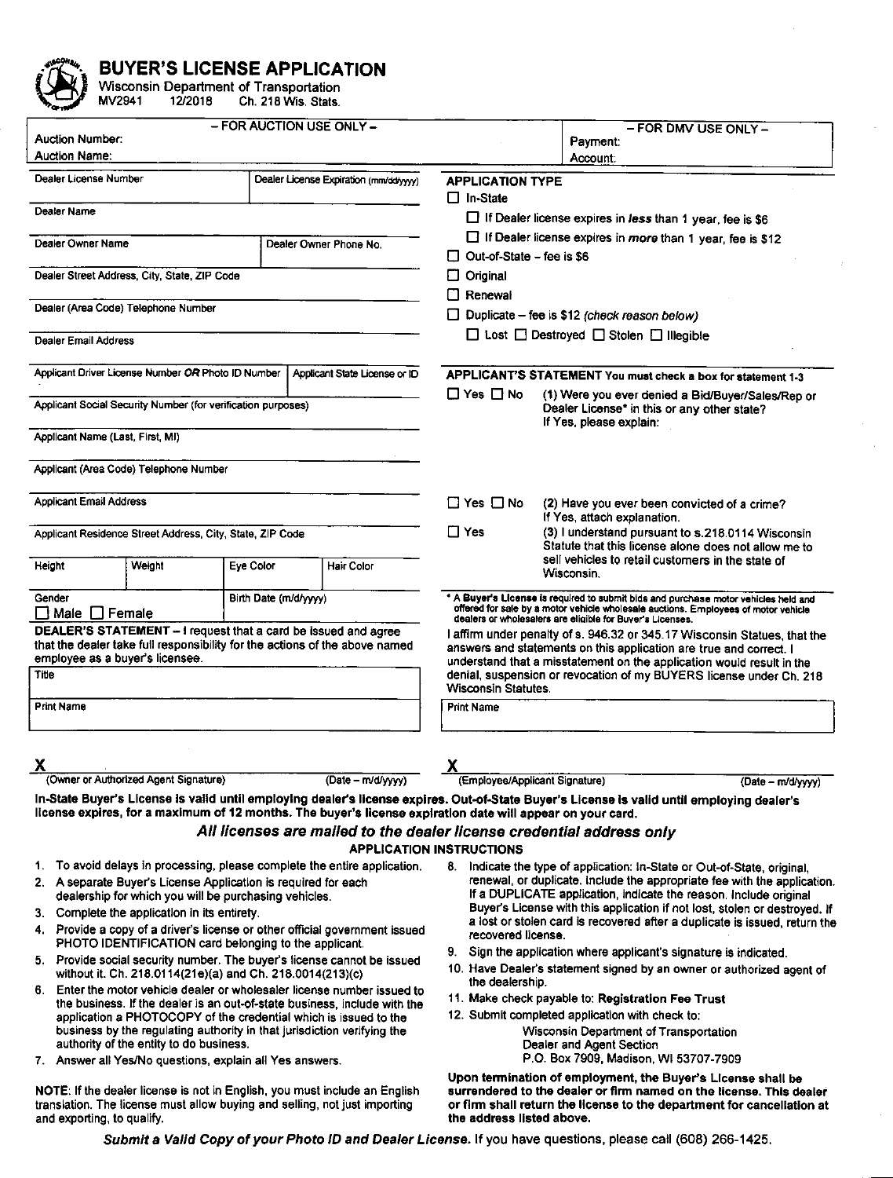# BUYER'S LICENSE APPLICATION

Wisconsin Department of Transportation
MV2941 12/2018 Ch. 218 Wis. Stats.

| – FOR AUCTION USE ONLY – | – FOR DMV USE ONLY – |
|---|---|
| Auction Number: | Payment: |
| Auction Name: | Account: |

| Dealer License Number | Dealer License Expiration (mm/dd/yyyy) |
|---|---|
| Dealer Name | |
| Dealer Owner Name | Dealer Owner Phone No. |
| Dealer Street Address, City, State, ZIP Code | |
| Dealer (Area Code) Telephone Number | |
| Dealer Email Address | |

**APPLICATION TYPE**

- ☐ In-State
  - ☐ If Dealer license expires in *less* than 1 year, fee is $6
  - ☐ If Dealer license expires in *more* than 1 year, fee is $12
- ☐ Out-of-State – fee is $6
- ☐ Original
- ☐ Renewal
- ☐ Duplicate – fee is $12 *(check reason below)*
  - ☐ Lost ☐ Destroyed ☐ Stolen ☐ Illegible

| Applicant Driver License Number *OR* Photo ID Number | | | Applicant State License or ID |
|---|---|---|---|
| Applicant Social Security Number (for verification purposes) | | | |
| Applicant Name (Last, First, MI) | | | |
| Applicant (Area Code) Telephone Number | | | |
| Applicant Email Address | | | |
| Applicant Residence Street Address, City, State, ZIP Code | | | |
| Height | Weight | Eye Color | Hair Color |
| Gender ☐ Male ☐ Female | | Birth Date (m/d/yyyy) | |

**APPLICANT'S STATEMENT** You must check a box for statement 1-3

☐ Yes ☐ No (1) Were you ever denied a Bid/Buyer/Sales/Rep or Dealer License* in this or any other state? If Yes, please explain:

☐ Yes ☐ No (2) Have you ever been convicted of a crime? If Yes, attach explanation.

☐ Yes (3) I understand pursuant to s.218.0114 Wisconsin Statute that this license alone does not allow me to sell vehicles to retail customers in the state of Wisconsin.

\* **A Buyer's License is required to submit bids and purchase motor vehicles held and offered for sale by a motor vehicle wholesale auctions. Employees of motor vehicle dealers or wholesalers are eligible for Buyer's Licenses.**

**DEALER'S STATEMENT –** I request that a card be issued and agree that the dealer take full responsibility for the actions of the above named employee as a buyer's licensee.

| Title |
|---|
| Print Name |

**X** ______________________________
(Owner or Authorized Agent Signature) (Date – m/d/yyyy)

I affirm under penalty of s. 946.32 or 345.17 Wisconsin Statues, that the answers and statements on this application are true and correct. I understand that a misstatement on the application would result in the denial, suspension or revocation of my BUYERS license under Ch. 218 Wisconsin Statutes.

| Print Name |
|---|

**X** ______________________________
(Employee/Applicant Signature) (Date – m/d/yyyy)

**In-State Buyer's License is valid until employing dealer's license expires. Out-of-State Buyer's License is valid until employing dealer's license expires, for a maximum of 12 months. The buyer's license expiration date will appear on your card.**

***All licenses are mailed to the dealer license credential address only***

**APPLICATION INSTRUCTIONS**

1. To avoid delays in processing, please complete the entire application.
2. A separate Buyer's License Application is required for each dealership for which you will be purchasing vehicles.
3. Complete the application in its entirety.
4. Provide a copy of a driver's license or other official government issued PHOTO IDENTIFICATION card belonging to the applicant.
5. Provide social security number. The buyer's license cannot be issued without it. Ch. 218.0114(21e)(a) and Ch. 218.0014(213)(c)
6. Enter the motor vehicle dealer or wholesaler license number issued to the business. If the dealer is an out-of-state business, include with the application a PHOTOCOPY of the credential which is issued to the business by the regulating authority in that jurisdiction verifying the authority of the entity to do business.
7. Answer all Yes/No questions, explain all Yes answers.

NOTE: If the dealer license is not in English, you must include an English translation. The license must allow buying and selling, not just importing and exporting, to qualify.

8. Indicate the type of application: In-State or Out-of-State, original, renewal, or duplicate. Include the appropriate fee with the application. If a DUPLICATE application, indicate the reason. Include original Buyer's License with this application if not lost, stolen or destroyed. If a lost or stolen card is recovered after a duplicate is issued, return the recovered license.
9. Sign the application where applicant's signature is indicated.
10. Have Dealer's statement signed by an owner or authorized agent of the dealership.
11. Make check payable to: **Registration Fee Trust**
12. Submit completed application with check to:

    Wisconsin Department of Transportation
    Dealer and Agent Section
    P.O. Box 7909, Madison, WI 53707-7909

**Upon termination of employment, the Buyer's License shall be surrendered to the dealer or firm named on the license. This dealer or firm shall return the license to the department for cancellation at the address listed above.**

***Submit a Valid Copy of your Photo ID and Dealer License.*** *If you have questions, please call (608) 266-1425.*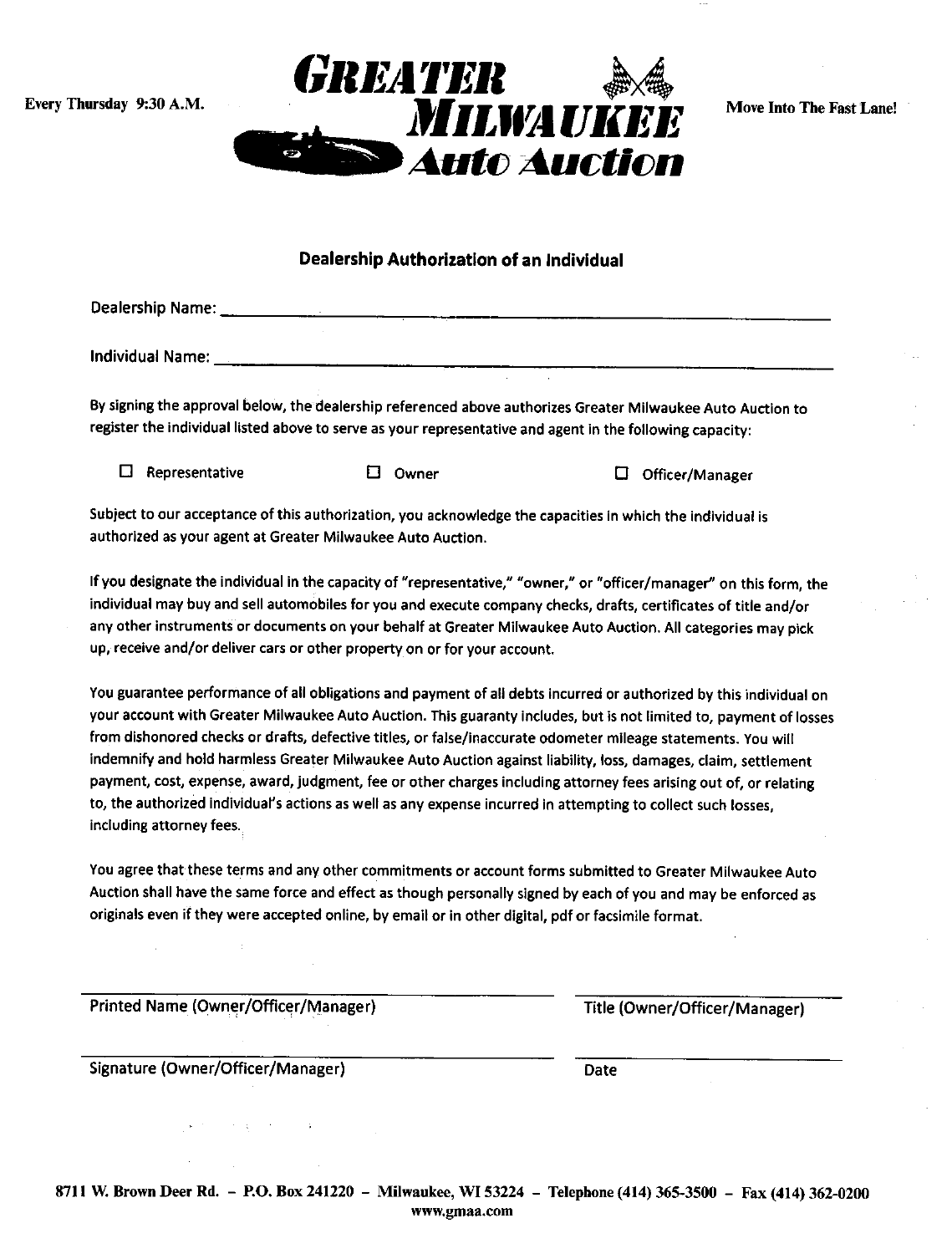Every Thursday 9:30 A.M.

# GREATER MILWAUKEE Auto Auction

Move Into The Fast Lane!

## Dealership Authorization of an Individual

Dealership Name: ______________________________________________

Individual Name: ______________________________________________

By signing the approval below, the dealership referenced above authorizes Greater Milwaukee Auto Auction to register the individual listed above to serve as your representative and agent in the following capacity:

☐ Representative ☐ Owner ☐ Officer/Manager

Subject to our acceptance of this authorization, you acknowledge the capacities in which the individual is authorized as your agent at Greater Milwaukee Auto Auction.

If you designate the individual in the capacity of "representative," "owner," or "officer/manager" on this form, the individual may buy and sell automobiles for you and execute company checks, drafts, certificates of title and/or any other instruments or documents on your behalf at Greater Milwaukee Auto Auction. All categories may pick up, receive and/or deliver cars or other property on or for your account.

You guarantee performance of all obligations and payment of all debts incurred or authorized by this individual on your account with Greater Milwaukee Auto Auction. This guaranty includes, but is not limited to, payment of losses from dishonored checks or drafts, defective titles, or false/inaccurate odometer mileage statements. You will indemnify and hold harmless Greater Milwaukee Auto Auction against liability, loss, damages, claim, settlement payment, cost, expense, award, judgment, fee or other charges including attorney fees arising out of, or relating to, the authorized individual's actions as well as any expense incurred in attempting to collect such losses, including attorney fees.

You agree that these terms and any other commitments or account forms submitted to Greater Milwaukee Auto Auction shall have the same force and effect as though personally signed by each of you and may be enforced as originals even if they were accepted online, by email or in other digital, pdf or facsimile format.

______________________________________ ______________________

Printed Name (Owner/Officer/Manager) Title (Owner/Officer/Manager)

______________________________________ ______________________

Signature (Owner/Officer/Manager) Date

8711 W. Brown Deer Rd. – P.O. Box 241220 – Milwaukee, WI 53224 – Telephone (414) 365-3500 – Fax (414) 362-0200
www.gmaa.com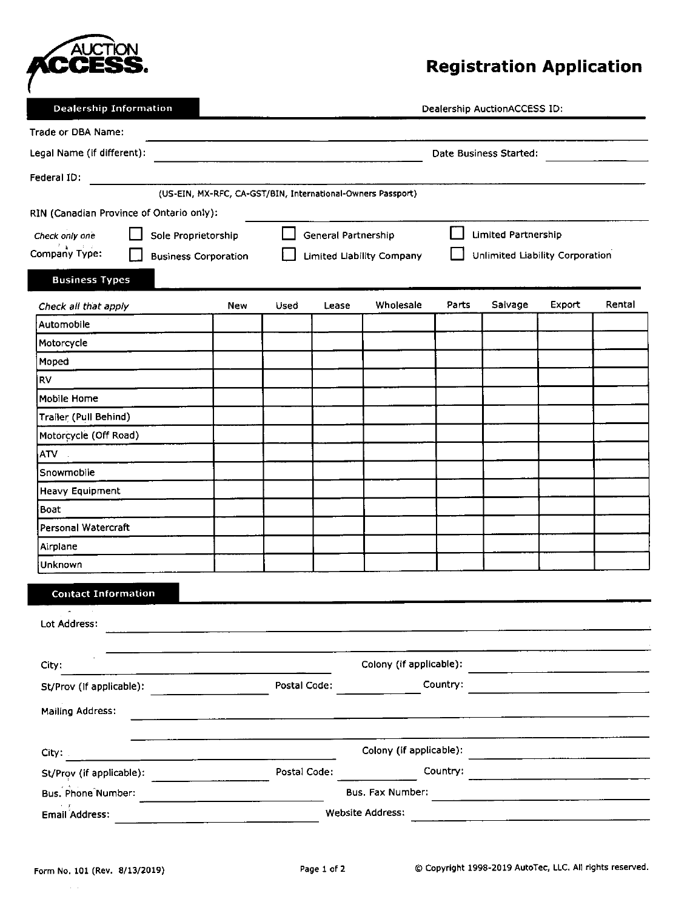AUCTION ACCESS

# Registration Application

## Dealership Information

Dealership AuctionACCESS ID:

Trade or DBA Name:

Legal Name (if different): Date Business Started:

Federal ID:
(US-EIN, MX-RFC, CA-GST/BIN, International-Owners Passport)

RIN (Canadian Province of Ontario only):

*Check only one*
Company Type:

- ☐ Sole Proprietorship
- ☐ General Partnership
- ☐ Limited Partnership
- ☐ Business Corporation
- ☐ Limited Liability Company
- ☐ Unlimited Liability Corporation

## Business Types

| *Check all that apply* | New | Used | Lease | Wholesale | Parts | Salvage | Export | Rental |
|---|---|---|---|---|---|---|---|---|
| Automobile | | | | | | | | |
| Motorcycle | | | | | | | | |
| Moped | | | | | | | | |
| RV | | | | | | | | |
| Mobile Home | | | | | | | | |
| Trailer (Pull Behind) | | | | | | | | |
| Motorcycle (Off Road) | | | | | | | | |
| ATV | | | | | | | | |
| Snowmobile | | | | | | | | |
| Heavy Equipment | | | | | | | | |
| Boat | | | | | | | | |
| Personal Watercraft | | | | | | | | |
| Airplane | | | | | | | | |
| Unknown | | | | | | | | |

## Contact Information

Lot Address:

City: Colony (if applicable):

St/Prov (if applicable): Postal Code: Country:

Mailing Address:

City: Colony (if applicable):

St/Prov (if applicable): Postal Code: Country:

Bus. Phone Number: Bus. Fax Number:

Email Address: Website Address:

Form No. 101 (Rev. 8/13/2019)

© Copyright 1998-2019 AutoTec, LLC. All rights reserved.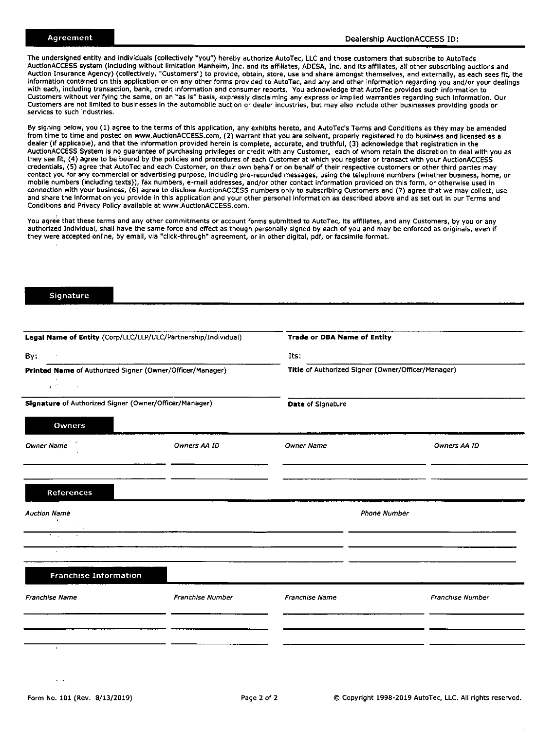## Agreement

Dealership AuctionACCESS ID:

The undersigned entity and individuals (collectively "you") hereby authorize AutoTec, LLC and those customers that subscribe to AutoTec's AuctionACCESS system (including without limitation Manheim, Inc. and its affiliates, ADESA, Inc. and its affiliates, all other subscribing auctions and Auction Insurance Agency) (collectively, "Customers") to provide, obtain, store, use and share amongst themselves, and externally, as each sees fit, the information contained on this application or on any other forms provided to AutoTec, and any and other information regarding you and/or your dealings with each, including transaction, bank, credit information and consumer reports. You acknowledge that AutoTec provides such information to Customers without verifying the same, on an "as is" basis, expressly disclaiming any express or implied warranties regarding such information. Our Customers are not limited to businesses in the automobile auction or dealer industries, but may also include other businesses providing goods or services to such industries.

By signing below, you (1) agree to the terms of this application, any exhibits hereto, and AutoTec's Terms and Conditions as they may be amended from time to time and posted on www.AuctionACCESS.com, (2) warrant that you are solvent, properly registered to do business and licensed as a dealer (if applicable), and that the information provided herein is complete, accurate, and truthful, (3) acknowledge that registration in the AuctionACCESS System is no guarantee of purchasing privileges or credit with any Customer, each of whom retain the discretion to deal with you as they see fit, (4) agree to be bound by the policies and procedures of each Customer at which you register or transact with your AuctionACCESS credentials, (5) agree that AutoTec and each Customer, on their own behalf or on behalf of their respective customers or other third parties may contact you for any commercial or advertising purpose, including pre-recorded messages, using the telephone numbers (whether business, home, or mobile numbers (including texts)), fax numbers, e-mail addresses, and/or other contact information provided on this form, or otherwise used in connection with your business, (6) agree to disclose AuctionACCESS numbers only to subscribing Customers and (7) agree that we may collect, use and share the information you provide in this application and your other personal information as described above and as set out in our Terms and Conditions and Privacy Policy available at www.AuctionACCESS.com.

You agree that these terms and any other commitments or account forms submitted to AutoTec, its affiliates, and any Customers, by you or any authorized Individual, shall have the same force and effect as though personally signed by each of you and may be enforced as originals, even if they were accepted online, by email, via "click-through" agreement, or in other digital, pdf, or facsimile format.

## Signature

| **Legal Name of Entity** (Corp/LLC/LLP/ULC/Partnership/Individual) | **Trade or DBA Name of Entity** |
|---|---|
| By: | Its: |
| **Printed Name** of Authorized Signer (Owner/Officer/Manager) | **Title** of Authorized Signer (Owner/Officer/Manager) |
| **Signature** of Authorized Signer (Owner/Officer/Manager) | **Date** of Signature |

## Owners

| *Owner Name* | *Owners AA ID* | *Owner Name* | *Owners AA ID* |
|---|---|---|---|
| | | | |
| | | | |

## References

| *Auction Name* | *Phone Number* |
|---|---|
| | |
| | |
| | |

## Franchise Information

| *Franchise Name* | *Franchise Number* | *Franchise Name* | *Franchise Number* |
|---|---|---|---|
| | | | |
| | | | |
| | | | |

Form No. 101 (Rev. 8/13/2019) © Copyright 1998-2019 AutoTec, LLC. All rights reserved.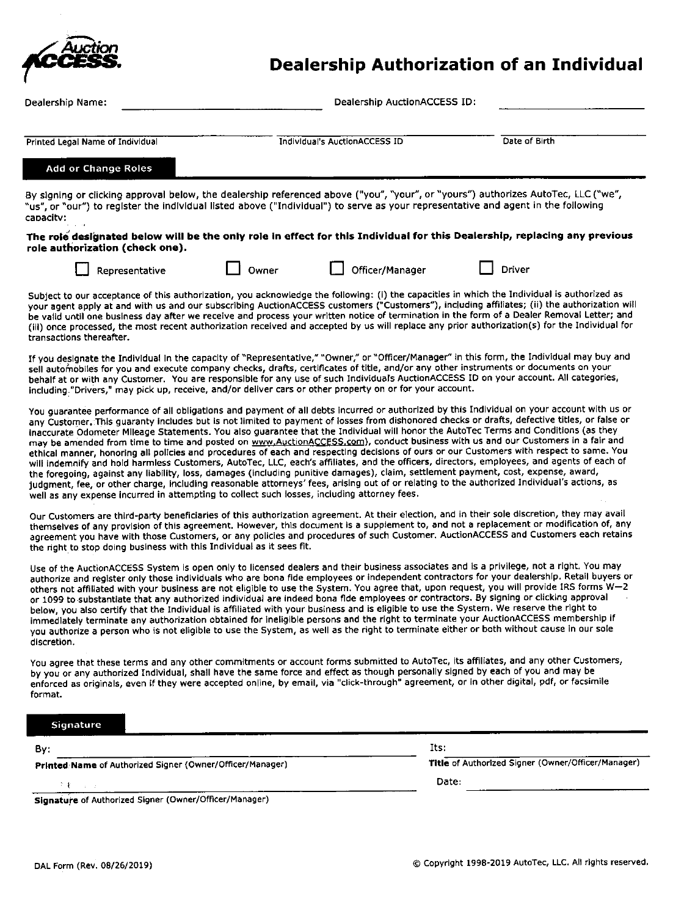Auction ACCESS.

# Dealership Authorization of an Individual

Dealership Name: ______________________ Dealership AuctionACCESS ID: ______________________

______________________ ______________________ ______________________
Printed Legal Name of Individual | Individual's AuctionACCESS ID | Date of Birth

## Add or Change Roles

By signing or clicking approval below, the dealership referenced above ("you", "your", or "yours") authorizes AutoTec, LLC ("we", "us", or "our") to register the individual listed above ("Individual") to serve as your representative and agent in the following capacity:

**The role designated below will be the only role in effect for this Individual for this Dealership, replacing any previous role authorization (check one).**

☐ Representative ☐ Owner ☐ Officer/Manager ☐ Driver

Subject to our acceptance of this authorization, you acknowledge the following: (i) the capacities in which the Individual is authorized as your agent apply at and with us and our subscribing AuctionACCESS customers ("Customers"), including affiliates; (ii) the authorization will be valid until one business day after we receive and process your written notice of termination in the form of a Dealer Removal Letter; and (iii) once processed, the most recent authorization received and accepted by us will replace any prior authorization(s) for the Individual for transactions thereafter.

If you designate the Individual in the capacity of "Representative," "Owner," or "Officer/Manager" in this form, the Individual may buy and sell automobiles for you and execute company checks, drafts, certificates of title, and/or any other instruments or documents on your behalf at or with any Customer. You are responsible for any use of such Individuals AuctionACCESS ID on your account. All categories, including "Drivers," may pick up, receive, and/or deliver cars or other property on or for your account.

You guarantee performance of all obligations and payment of all debts incurred or authorized by this Individual on your account with us or any Customer. This guaranty includes but is not limited to payment of losses from dishonored checks or drafts, defective titles, or false or inaccurate Odometer Mileage Statements. You also guarantee that the Individual will honor the AutoTec Terms and Conditions (as they may be amended from time to time and posted on www.AuctionACCESS.com), conduct business with us and our Customers in a fair and ethical manner, honoring all policies and procedures of each and respecting decisions of ours or our Customers with respect to same. You will indemnify and hold harmless Customers, AutoTec, LLC, each's affiliates, and the officers, directors, employees, and agents of each of the foregoing, against any liability, loss, damages (including punitive damages), claim, settlement payment, cost, expense, award, judgment, fee, or other charge, including reasonable attorneys' fees, arising out of or relating to the authorized Individual's actions, as well as any expense incurred in attempting to collect such losses, including attorney fees.

Our Customers are third-party beneficiaries of this authorization agreement. At their election, and in their sole discretion, they may avail themselves of any provision of this agreement. However, this document is a supplement to, and not a replacement or modification of, any agreement you have with those Customers, or any policies and procedures of such Customer. AuctionACCESS and Customers each retains the right to stop doing business with this Individual as it sees fit.

Use of the AuctionACCESS System is open only to licensed dealers and their business associates and is a privilege, not a right. You may authorize and register only those individuals who are bona fide employees or independent contractors for your dealership. Retail buyers or others not affiliated with your business are not eligible to use the System. You agree that, upon request, you will provide IRS forms W-2 or 1099 to substantiate that any authorized individual are indeed bona fide employees or contractors. By signing or clicking approval below, you also certify that the Individual is affiliated with your business and is eligible to use the System. We reserve the right to immediately terminate any authorization obtained for ineligible persons and the right to terminate your AuctionACCESS membership if you authorize a person who is not eligible to use the System, as well as the right to terminate either or both without cause in our sole discretion.

You agree that these terms and any other commitments or account forms submitted to AutoTec, its affiliates, and any other Customers, by you or any authorized Individual, shall have the same force and effect as though personally signed by each of you and may be enforced as originals, even if they were accepted online, by email, via "click-through" agreement, or in other digital, pdf, or facsimile format.

## Signature

By: ______________________ Its: ______________________

**Printed Name** of Authorized Signer (Owner/Officer/Manager) | **Title** of Authorized Signer (Owner/Officer/Manager)

______________________ Date: ______________________

**Signature** of Authorized Signer (Owner/Officer/Manager)

DAL Form (Rev. 08/26/2019) © Copyright 1998-2019 AutoTec, LLC. All rights reserved.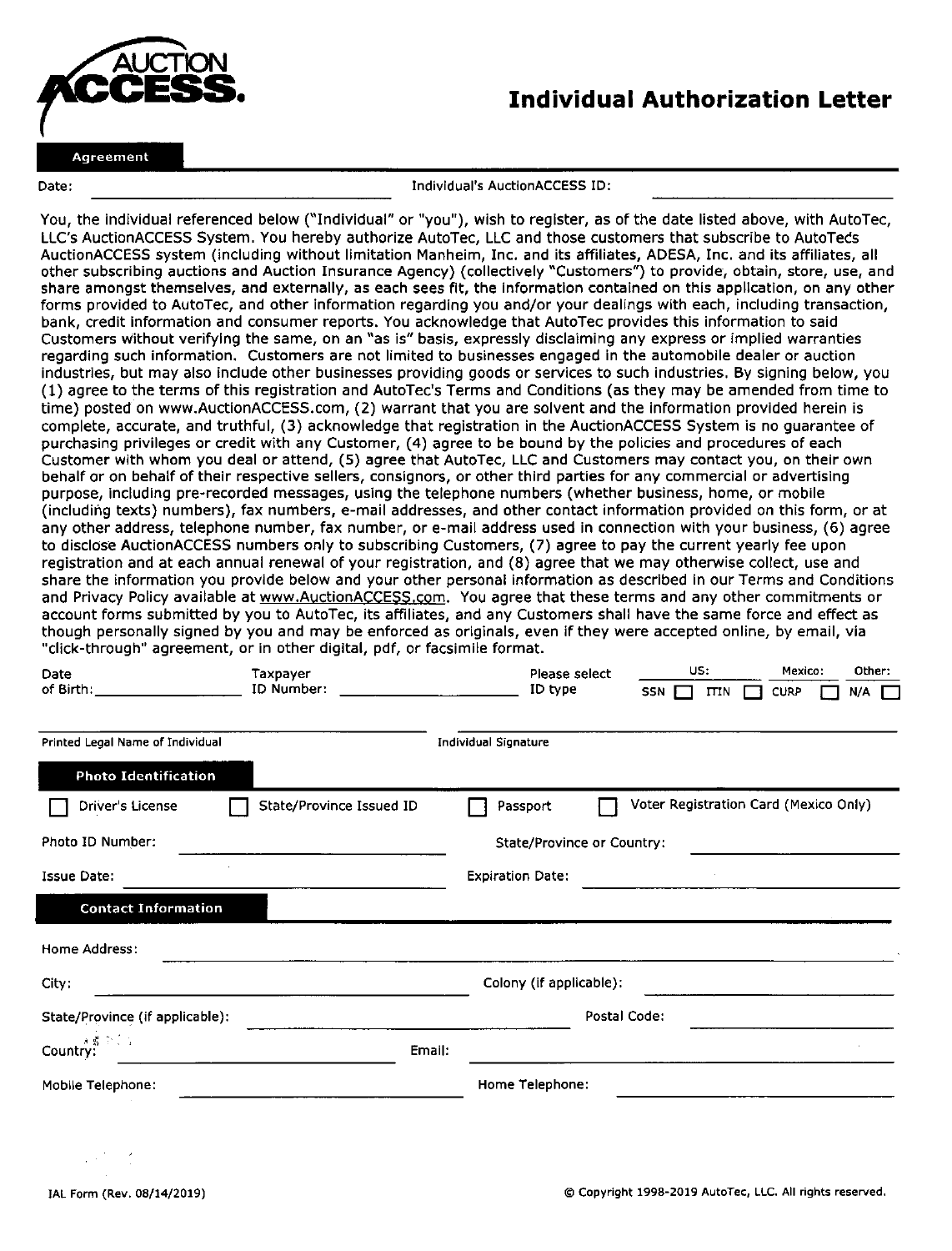AUCTION ACCESS.

# Individual Authorization Letter

## Agreement

Date: ______________________ Individual's AuctionACCESS ID: ______________________

You, the individual referenced below ("Individual" or "you"), wish to register, as of the date listed above, with AutoTec, LLC's AuctionACCESS System. You hereby authorize AutoTec, LLC and those customers that subscribe to AutoTec's AuctionACCESS system (including without limitation Manheim, Inc. and its affiliates, ADESA, Inc. and its affiliates, all other subscribing auctions and Auction Insurance Agency) (collectively "Customers") to provide, obtain, store, use, and share amongst themselves, and externally, as each sees fit, the information contained on this application, on any other forms provided to AutoTec, and other information regarding you and/or your dealings with each, including transaction, bank, credit information and consumer reports. You acknowledge that AutoTec provides this information to said Customers without verifying the same, on an "as is" basis, expressly disclaiming any express or implied warranties regarding such information. Customers are not limited to businesses engaged in the automobile dealer or auction industries, but may also include other businesses providing goods or services to such industries. By signing below, you (1) agree to the terms of this registration and AutoTec's Terms and Conditions (as they may be amended from time to time) posted on www.AuctionACCESS.com, (2) warrant that you are solvent and the information provided herein is complete, accurate, and truthful, (3) acknowledge that registration in the AuctionACCESS System is no guarantee of purchasing privileges or credit with any Customer, (4) agree to be bound by the policies and procedures of each Customer with whom you deal or attend, (5) agree that AutoTec, LLC and Customers may contact you, on their own behalf or on behalf of their respective sellers, consignors, or other third parties for any commercial or advertising purpose, including pre-recorded messages, using the telephone numbers (whether business, home, or mobile (including texts) numbers), fax numbers, e-mail addresses, and other contact information provided on this form, or at any other address, telephone number, fax number, or e-mail address used in connection with your business, (6) agree to disclose AuctionACCESS numbers only to subscribing Customers, (7) agree to pay the current yearly fee upon registration and at each annual renewal of your registration, and (8) agree that we may otherwise collect, use and share the information you provide below and your other personal information as described in our Terms and Conditions and Privacy Policy available at www.AuctionACCESS.com. You agree that these terms and any other commitments or account forms submitted by you to AutoTec, its affiliates, and any Customers shall have the same force and effect as though personally signed by you and may be enforced as originals, even if they were accepted online, by email, via "click-through" agreement, or in other digital, pdf, or facsimile format.

Date of Birth: ______________ Taxpayer ID Number: ______________ Please select ID type: US: SSN ☐ ITIN ☐ Mexico: CURP ☐ Other: N/A ☐

Printed Legal Name of Individual ______________________ Individual Signature ______________________

## Photo Identification

☐ Driver's License ☐ State/Province Issued ID ☐ Passport ☐ Voter Registration Card (Mexico Only)

Photo ID Number: ______________________ State/Province or Country: ______________________

Issue Date: ______________________ Expiration Date: ______________________

## Contact Information

Home Address: ______________________________________________

City: ______________________ Colony (if applicable): ______________________

State/Province (if applicable): ______________________ Postal Code: ______________________

Country: ______________________ Email: ______________________

Mobile Telephone: ______________________ Home Telephone: ______________________

IAL Form (Rev. 08/14/2019)

© Copyright 1998-2019 AutoTec, LLC. All rights reserved.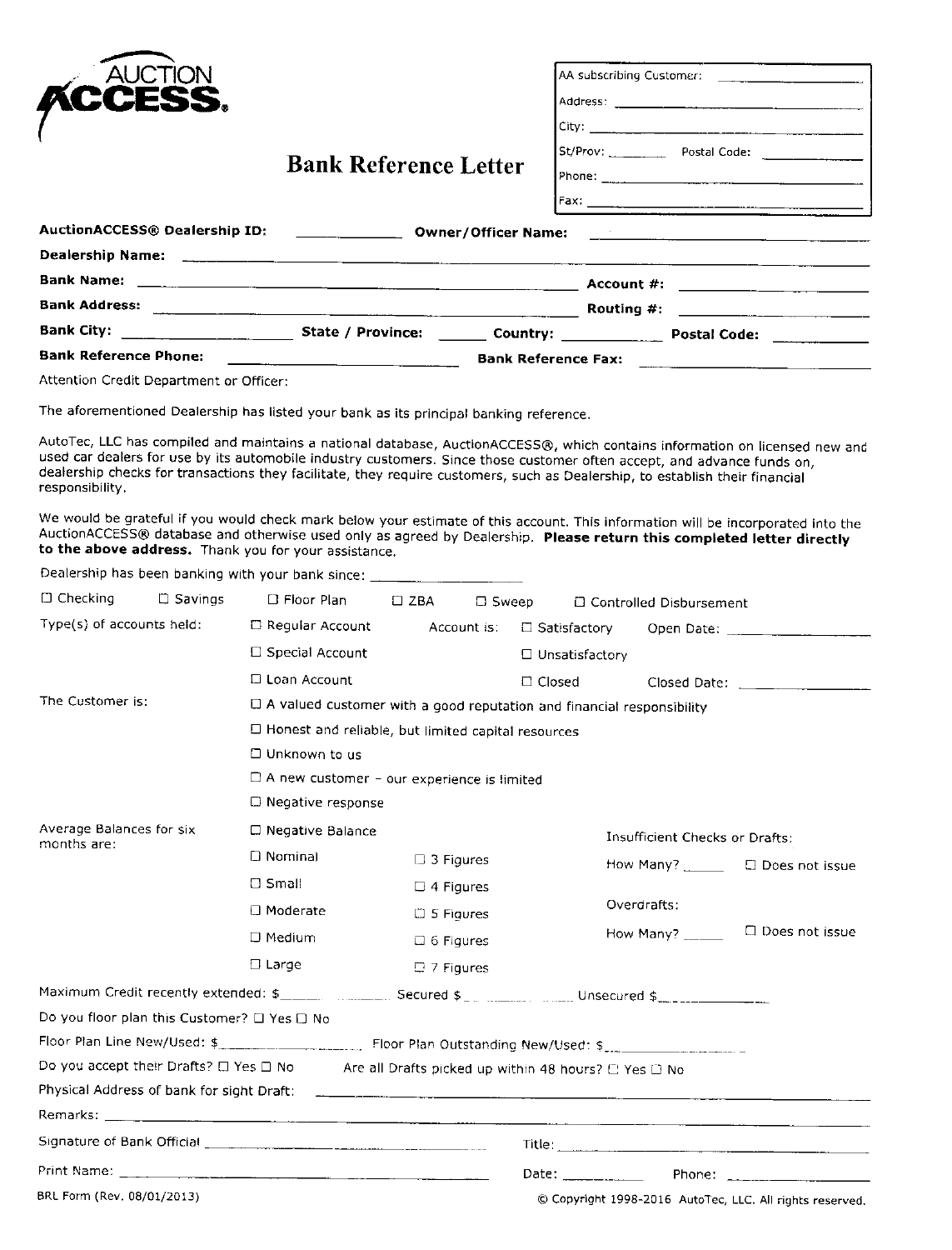AUCTION ACCESS®

# Bank Reference Letter

AA subscribing Customer: ____________
Address: ____________
City: ____________
St/Prov: ________ Postal Code: ____________
Phone: ____________
Fax: ____________

**AuctionACCESS® Dealership ID:** ____________ **Owner/Officer Name:** ____________

**Dealership Name:** ____________

**Bank Name:** ____________ **Account #:** ____________

**Bank Address:** ____________ **Routing #:** ____________

**Bank City:** ____________ **State / Province:** ______ **Country:** ____________ **Postal Code:** ____________

**Bank Reference Phone:** ____________ **Bank Reference Fax:** ____________

Attention Credit Department or Officer:

The aforementioned Dealership has listed your bank as its principal banking reference.

AutoTec, LLC has compiled and maintains a national database, AuctionACCESS®, which contains information on licensed new and used car dealers for use by its automobile industry customers. Since those customer often accept, and advance funds on, dealership checks for transactions they facilitate, they require customers, such as Dealership, to establish their financial responsibility.

We would be grateful if you would check mark below your estimate of this account. This information will be incorporated into the AuctionACCESS® database and otherwise used only as agreed by Dealership. **Please return this completed letter directly to the above address.** Thank you for your assistance.

Dealership has been banking with your bank since: ____________

☐ Checking ☐ Savings ☐ Floor Plan ☐ ZBA ☐ Sweep ☐ Controlled Disbursement

Type(s) of accounts held:
- ☐ Regular Account
- ☐ Special Account
- ☐ Loan Account

Account is:
- ☐ Satisfactory Open Date: ____________
- ☐ Unsatisfactory
- ☐ Closed Closed Date: ____________

The Customer is:
- ☐ A valued customer with a good reputation and financial responsibility
- ☐ Honest and reliable, but limited capital resources
- ☐ Unknown to us
- ☐ A new customer – our experience is limited
- ☐ Negative response

Average Balances for six months are:
- ☐ Negative Balance
- ☐ Nominal ☐ 3 Figures
- ☐ Small ☐ 4 Figures
- ☐ Moderate ☐ 5 Figures
- ☐ Medium ☐ 6 Figures
- ☐ Large ☐ 7 Figures

Insufficient Checks or Drafts:
How Many? ______ ☐ Does not issue

Overdrafts:
How Many? ______ ☐ Does not issue

Maximum Credit recently extended: $__________ Secured $__________ Unsecured $__________

Do you floor plan this Customer? ☐ Yes ☐ No

Floor Plan Line New/Used: $__________ Floor Plan Outstanding New/Used: $__________

Do you accept their Drafts? ☐ Yes ☐ No Are all Drafts picked up within 48 hours? ☐ Yes ☐ No

Physical Address of bank for sight Draft: ____________

Remarks: ____________

Signature of Bank Official ____________ Title: ____________

Print Name: ____________ Date: ________ Phone: ____________

BRL Form (Rev. 08/01/2013)

© Copyright 1998-2016 AutoTec, LLC. All rights reserved.